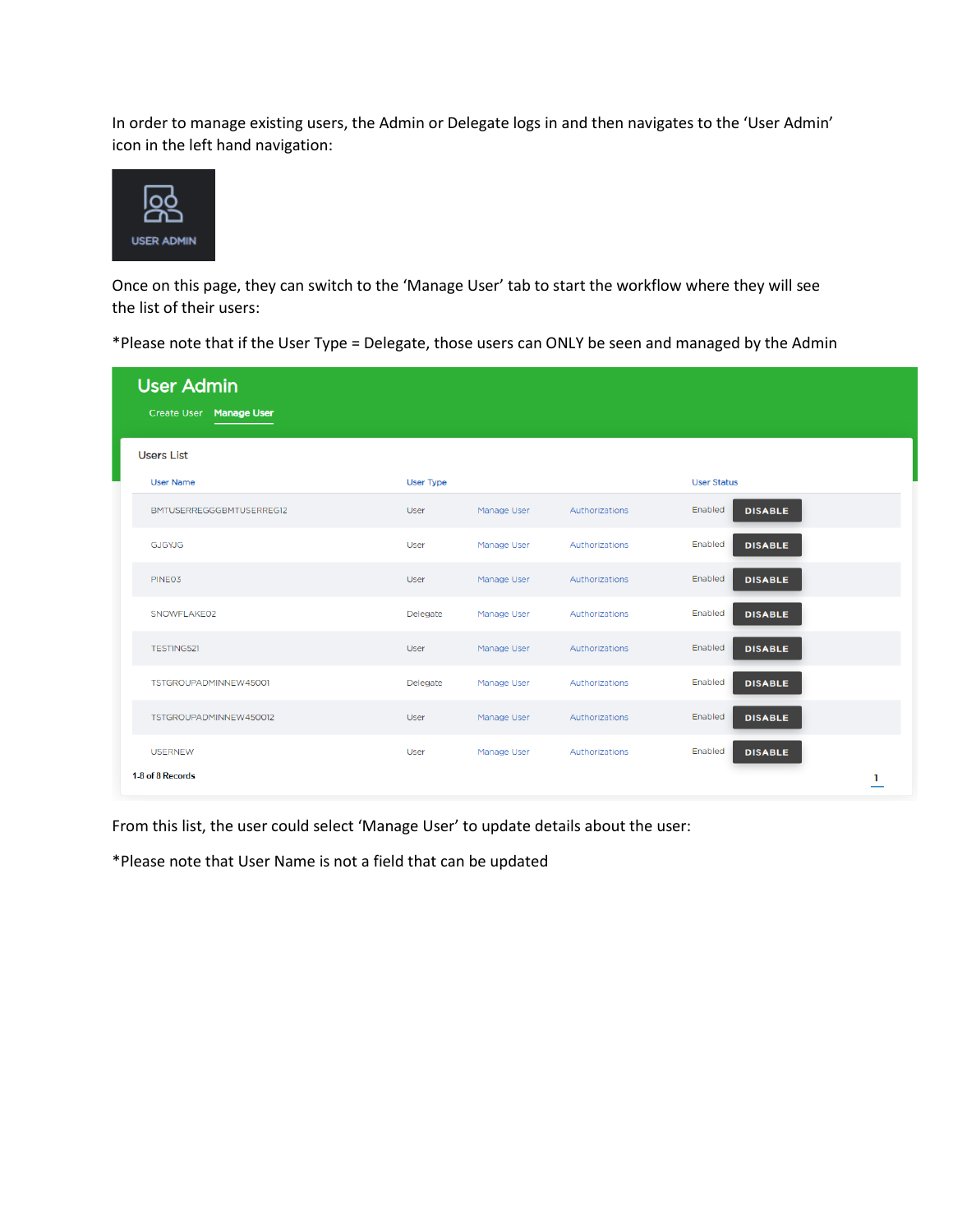In order to manage existing users, the Admin or Delegate logs in and then navigates to the 'User Admin' icon in the left hand navigation:

USER ADMIN

Once on this page, they can switch to the 'Manage User' tab to start the workflow where they will see the list of their users:

*Please note that if the User Type = Delegate, those users can ONLY be seen and managed by the Admin

**User Admin**

Create User   **Manage User**

Users List

| User Name | User Type | | | User Status | |
|---|---|---|---|---|---|
| BMTUSERREGGGBMTUSERREG12 | User | Manage User | Authorizations | Enabled | DISABLE |
| GJGYJG | User | Manage User | Authorizations | Enabled | DISABLE |
| PINE03 | User | Manage User | Authorizations | Enabled | DISABLE |
| SNOWFLAKE02 | Delegate | Manage User | Authorizations | Enabled | DISABLE |
| TESTING521 | User | Manage User | Authorizations | Enabled | DISABLE |
| TSTGROUPADMINNEW45001 | Delegate | Manage User | Authorizations | Enabled | DISABLE |
| TSTGROUPADMINNEW450012 | User | Manage User | Authorizations | Enabled | DISABLE |
| USERNEW | User | Manage User | Authorizations | Enabled | DISABLE |

1-8 of 8 Records   1

From this list, the user could select 'Manage User' to update details about the user:

*Please note that User Name is not a field that can be updated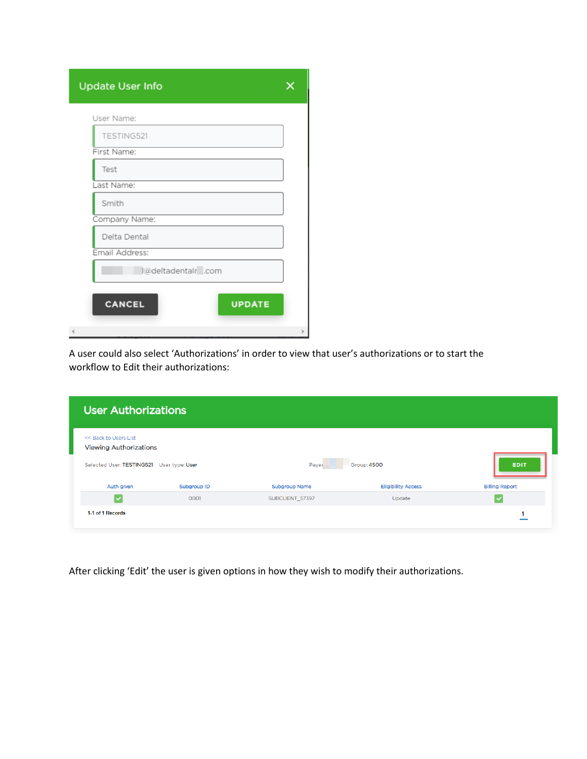## Update User Info

User Name:

TESTING521

First Name:

Test

Last Name:

Smith

Company Name:

Delta Dental

Email Address:

@deltadental .com

CANCEL    UPDATE

A user could also select ‘Authorizations’ in order to view that user’s authorizations or to start the workflow to Edit their authorizations:

## User Authorizations

<< Back to Users List

Viewing Authorizations

Selected User: TESTING521   User type: User   Payer   Group: 4500   EDIT

| Auth given | Subgroup ID | Subgroup Name | Eligibility Access | Billing Report |
|---|---|---|---|---|
| ✓ | 0001 | SUBCLIENT_57397 | Update | ✓ |

1-1 of 1 Records   1

After clicking ‘Edit’ the user is given options in how they wish to modify their authorizations.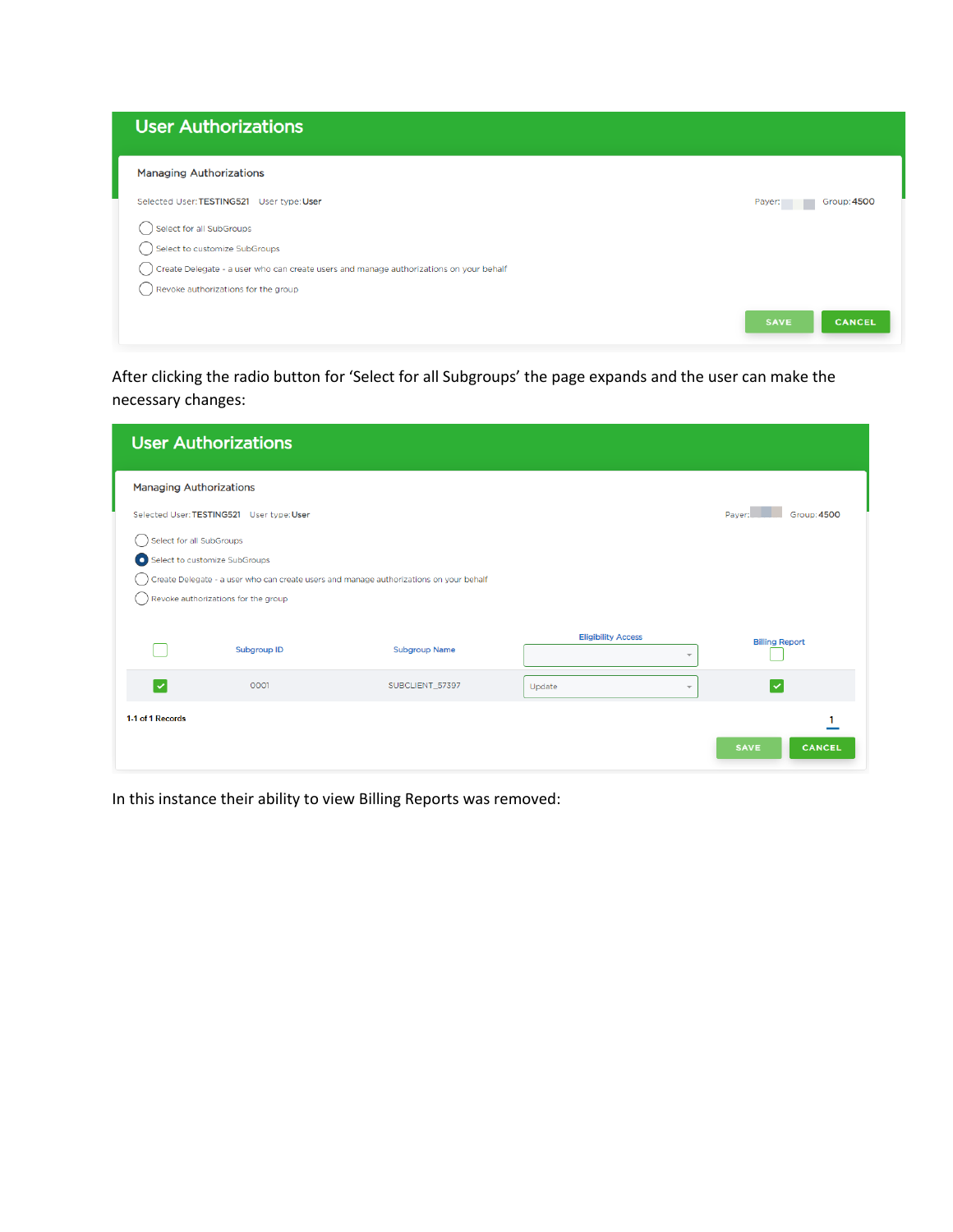## User Authorizations

Managing Authorizations

Selected User: TESTING521 User type: User

Payer: Group: 4500

- Select for all SubGroups
- Select to customize SubGroups
- Create Delegate - a user who can create users and manage authorizations on your behalf
- Revoke authorizations for the group

SAVE CANCEL

After clicking the radio button for 'Select for all Subgroups' the page expands and the user can make the necessary changes:

## User Authorizations

Managing Authorizations

Selected User: TESTING521 User type: User

Payer: Group: 4500

- Select for all SubGroups
- Select to customize SubGroups
- Create Delegate - a user who can create users and manage authorizations on your behalf
- Revoke authorizations for the group

| | Subgroup ID | Subgroup Name | Eligibility Access | Billing Report |
|---|---|---|---|---|
| ☐ | | | | ☐ |
| ☑ | 0001 | SUBCLIENT_57397 | Update | ☑ |

1-1 of 1 Records

1

SAVE CANCEL

In this instance their ability to view Billing Reports was removed: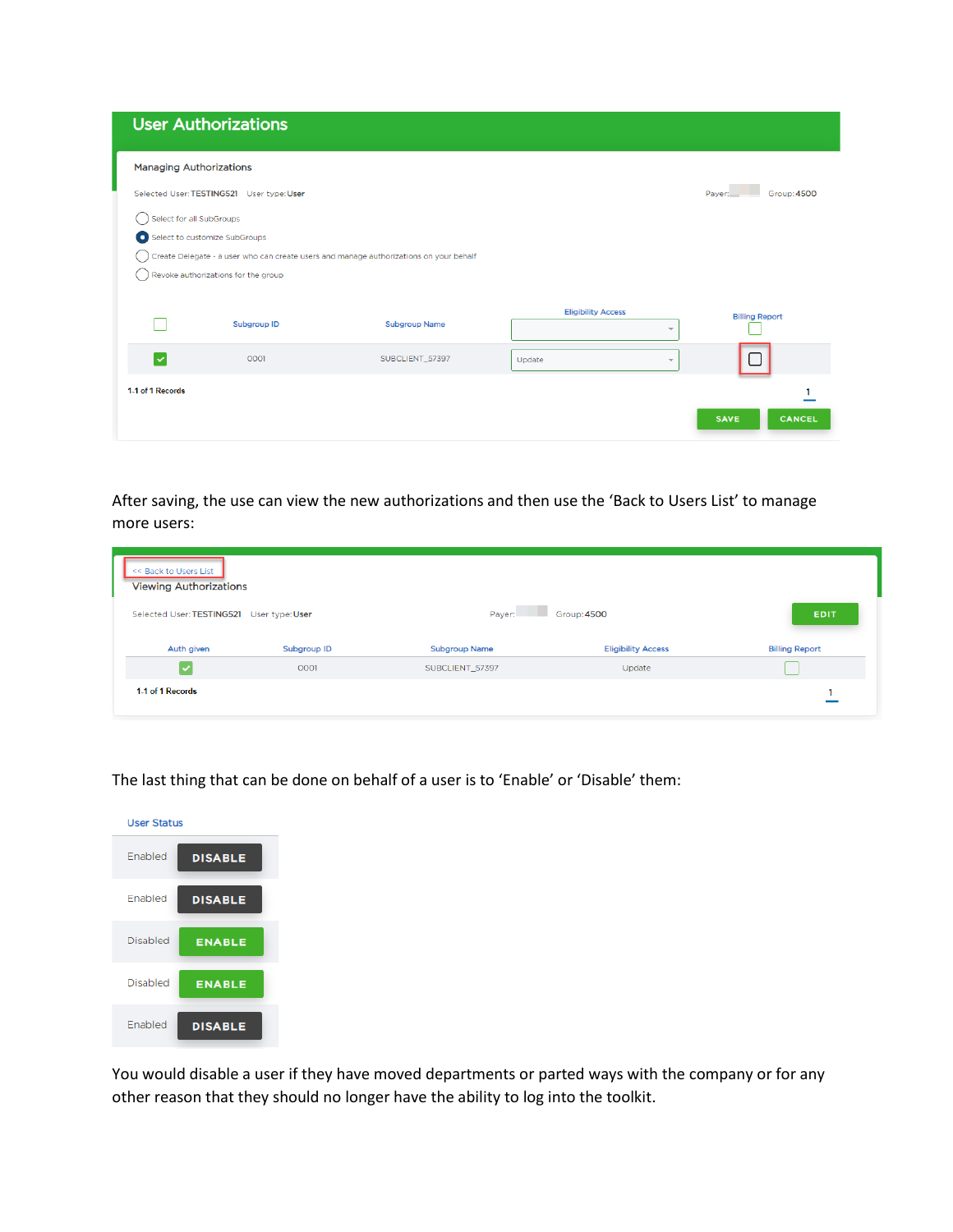## User Authorizations

Managing Authorizations

Selected User: TESTING521 User type: User

Payer: Group: 4500

- Select for all SubGroups
- Select to customize SubGroups
- Create Delegate - a user who can create users and manage authorizations on your behalf
- Revoke authorizations for the group

| | Subgroup ID | Subgroup Name | Eligibility Access | Billing Report |
|---|---|---|---|---|
| ✓ | 0001 | SUBCLIENT_57397 | Update | ☐ |

1-1 of 1 Records

1

SAVE CANCEL

After saving, the use can view the new authorizations and then use the 'Back to Users List' to manage more users:

<< Back to Users List

Viewing Authorizations

Selected User: TESTING521 User type: User Payer: Group: 4500 EDIT

| Auth given | Subgroup ID | Subgroup Name | Eligibility Access | Billing Report |
|---|---|---|---|---|
| ✓ | 0001 | SUBCLIENT_57397 | Update | ☐ |

1-1 of 1 Records

1

The last thing that can be done on behalf of a user is to 'Enable' or 'Disable' them:

| User Status | |
|---|---|
| Enabled | DISABLE |
| Enabled | DISABLE |
| Disabled | ENABLE |
| Disabled | ENABLE |
| Enabled | DISABLE |

You would disable a user if they have moved departments or parted ways with the company or for any other reason that they should no longer have the ability to log into the toolkit.